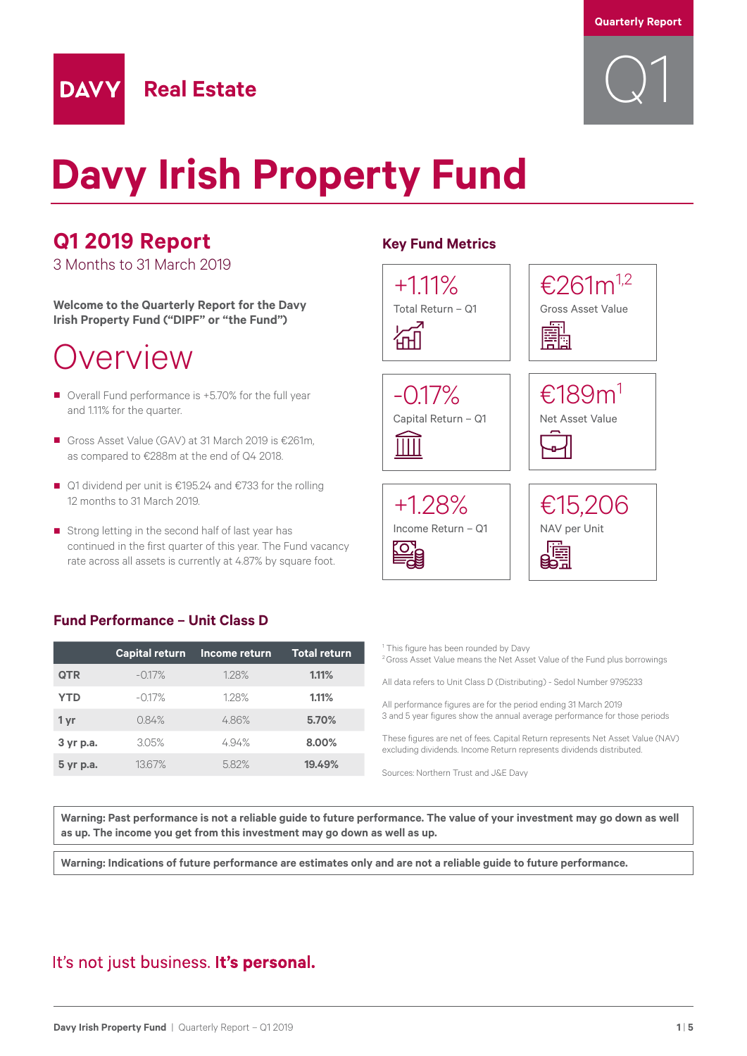Quarterly Report

Q1

DAVY Real Estate

# Davy Irish Property Fund

## Q1 2019 Report

3 Months to 31 March 2019

**Welcome to the Quarterly Report for the Davy Irish Property Fund ("DIPF" or "the Fund")**

## Overview

- Overall Fund performance is +5.70% for the full year and 1.11% for the quarter.
- Gross Asset Value (GAV) at 31 March 2019 is €261m, as compared to €288m at the end of Q4 2018.
- Q1 dividend per unit is €195.24 and €733 for the rolling 12 months to 31 March 2019.
- Strong letting in the second half of last year has continued in the first quarter of this year. The Fund vacancy rate across all assets is currently at 4.87% by square foot.

### Key Fund Metrics

- +1.11% Total Return – Q1
- €261m[1,2] Gross Asset Value
- -0.17% Capital Return – Q1
- €189m[1] Net Asset Value
- +1.28% Income Return – Q1
- €15,206 NAV per Unit

### Fund Performance – Unit Class D

| | Capital return | Income return | Total return |
|---|---|---|---|
| **QTR** | -0.17% | 1.28% | **1.11%** |
| **YTD** | -0.17% | 1.28% | **1.11%** |
| **1 yr** | 0.84% | 4.86% | **5.70%** |
| **3 yr p.a.** | 3.05% | 4.94% | **8.00%** |
| **5 yr p.a.** | 13.67% | 5.82% | **19.49%** |

[1] This figure has been rounded by Davy
[2] Gross Asset Value means the Net Asset Value of the Fund plus borrowings

All data refers to Unit Class D (Distributing) - Sedol Number 9795233

All performance figures are for the period ending 31 March 2019
3 and 5 year figures show the annual average performance for those periods

These figures are net of fees. Capital Return represents Net Asset Value (NAV) excluding dividends. Income Return represents dividends distributed.

Sources: Northern Trust and J&E Davy

**Warning: Past performance is not a reliable guide to future performance. The value of your investment may go down as well as up. The income you get from this investment may go down as well as up.**

**Warning: Indications of future performance are estimates only and are not a reliable guide to future performance.**

It's not just business. **It's personal.**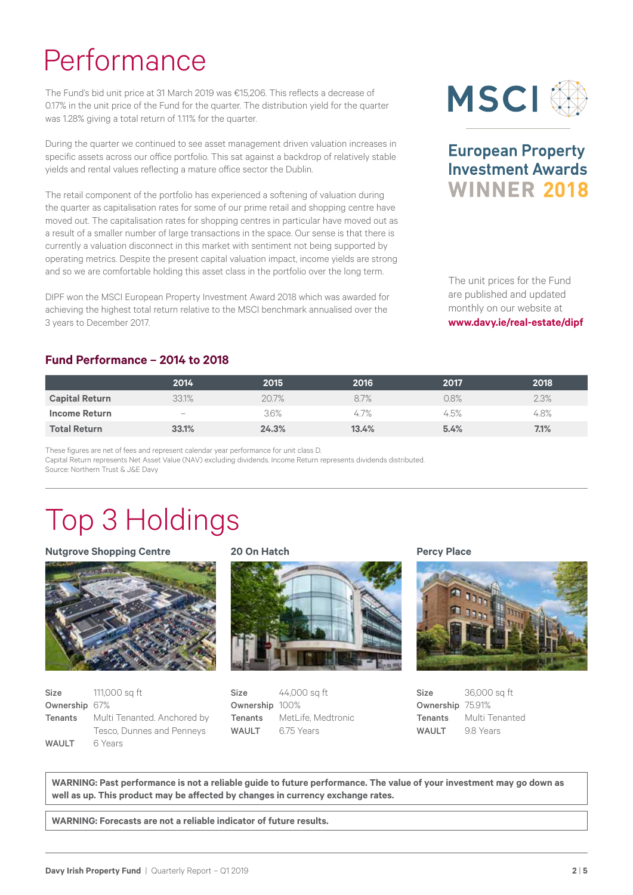# Performance

The Fund's bid unit price at 31 March 2019 was €15,206. This reflects a decrease of 0.17% in the unit price of the Fund for the quarter. The distribution yield for the quarter was 1.28% giving a total return of 1.11% for the quarter.

During the quarter we continued to see asset management driven valuation increases in specific assets across our office portfolio. This sat against a backdrop of relatively stable yields and rental values reflecting a mature office sector the Dublin.

The retail component of the portfolio has experienced a softening of valuation during the quarter as capitalisation rates for some of our prime retail and shopping centre have moved out. The capitalisation rates for shopping centres in particular have moved out as a result of a smaller number of large transactions in the space. Our sense is that there is currently a valuation disconnect in this market with sentiment not being supported by operating metrics. Despite the present capital valuation impact, income yields are strong and so we are comfortable holding this asset class in the portfolio over the long term.

DIPF won the MSCI European Property Investment Award 2018 which was awarded for achieving the highest total return relative to the MSCI benchmark annualised over the 3 years to December 2017.

MSCI

**European Property Investment Awards WINNER 2018**

The unit prices for the Fund are published and updated monthly on our website at **www.davy.ie/real-estate/dipf**

### Fund Performance – 2014 to 2018

| | 2014 | 2015 | 2016 | 2017 | 2018 |
|---|---|---|---|---|---|
| **Capital Return** | 33.1% | 20.7% | 8.7% | 0.8% | 2.3% |
| **Income Return** | – | 3.6% | 4.7% | 4.5% | 4.8% |
| **Total Return** | **33.1%** | **24.3%** | **13.4%** | **5.4%** | **7.1%** |

These figures are net of fees and represent calendar year performance for unit class D.
Capital Return represents Net Asset Value (NAV) excluding dividends. Income Return represents dividends distributed.
Source: Northern Trust & J&E Davy

# Top 3 Holdings

### Nutgrove Shopping Centre

**Size** 111,000 sq ft
**Ownership** 67%
**Tenants** Multi Tenanted. Anchored by Tesco, Dunnes and Penneys
**WAULT** 6 Years

### 20 On Hatch

**Size** 44,000 sq ft
**Ownership** 100%
**Tenants** MetLife, Medtronic
**WAULT** 6.75 Years

### Percy Place

**Size** 36,000 sq ft
**Ownership** 75.91%
**Tenants** Multi Tenanted
**WAULT** 9.8 Years

**WARNING: Past performance is not a reliable guide to future performance. The value of your investment may go down as well as up. This product may be affected by changes in currency exchange rates.**

**WARNING: Forecasts are not a reliable indicator of future results.**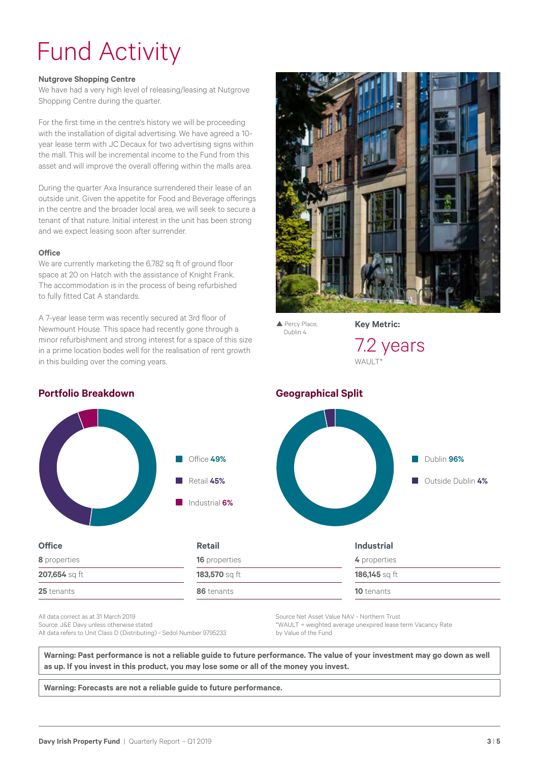# Fund Activity

**Nutgrove Shopping Centre**

We have had a very high level of releasing/leasing at Nutgrove Shopping Centre during the quarter.

For the first time in the centre's history we will be proceeding with the installation of digital advertising. We have agreed a 10-year lease term with JC Decaux for two advertising signs within the mall. This will be incremental income to the Fund from this asset and will improve the overall offering within the malls area.

During the quarter Axa Insurance surrendered their lease of an outside unit. Given the appetite for Food and Beverage offerings in the centre and the broader local area, we will seek to secure a tenant of that nature. Initial interest in the unit has been strong and we expect leasing soon after surrender.

**Office**

We are currently marketing the 6,782 sq ft of ground floor space at 20 on Hatch with the assistance of Knight Frank. The accommodation is in the process of being refurbished to fully fitted Cat A standards.

A 7-year lease term was recently secured at 3rd floor of Newmount House. This space had recently gone through a minor refurbishment and strong interest for a space of this size in a prime location bodes well for the realisation of rent growth in this building over the coming years.

▲ Percy Place, Dublin 4

**Key Metric:**

7.2 years

WAULT*

## Portfolio Breakdown

- Office **49%**
- Retail **45%**
- Industrial **6%**

## Geographical Split

- Dublin **96%**
- Outside Dublin **4%**

| Office | Retail | Industrial |
|---|---|---|
| **8** properties | **16** properties | **4** properties |
| **207,654** sq ft | **183,570** sq ft | **186,145** sq ft |
| **25** tenants | **86** tenants | **10** tenants |

All data correct as at 31 March 2019
Source: J&E Davy unless otherwise stated
All data refers to Unit Class D (Distributing) - Sedol Number 9795233

Source Net Asset Value NAV - Northern Trust
*WAULT = weighted average unexpired lease term Vacancy Rate by Value of the Fund

**Warning: Past performance is not a reliable guide to future performance. The value of your investment may go down as well as up. If you invest in this product, you may lose some or all of the money you invest.**

**Warning: Forecasts are not a reliable guide to future performance.**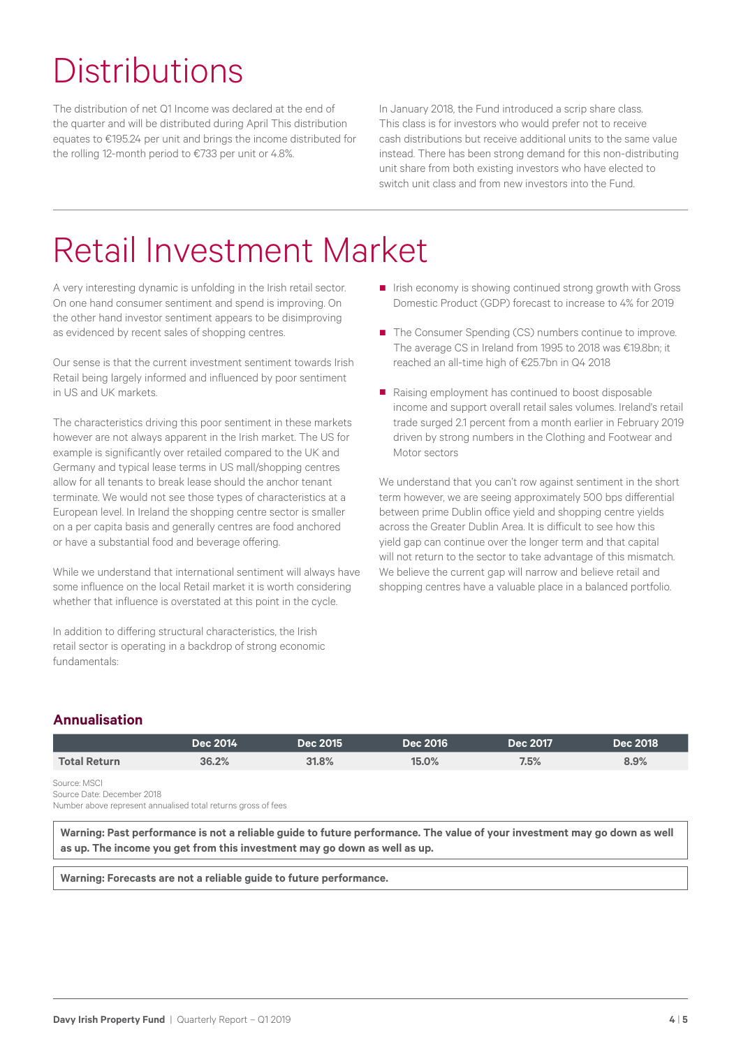# Distributions

The distribution of net Q1 Income was declared at the end of the quarter and will be distributed during April This distribution equates to €195.24 per unit and brings the income distributed for the rolling 12-month period to €733 per unit or 4.8%.

In January 2018, the Fund introduced a scrip share class. This class is for investors who would prefer not to receive cash distributions but receive additional units to the same value instead. There has been strong demand for this non-distributing unit share from both existing investors who have elected to switch unit class and from new investors into the Fund.

# Retail Investment Market

A very interesting dynamic is unfolding in the Irish retail sector. On one hand consumer sentiment and spend is improving. On the other hand investor sentiment appears to be disimproving as evidenced by recent sales of shopping centres.

Our sense is that the current investment sentiment towards Irish Retail being largely informed and influenced by poor sentiment in US and UK markets.

The characteristics driving this poor sentiment in these markets however are not always apparent in the Irish market. The US for example is significantly over retailed compared to the UK and Germany and typical lease terms in US mall/shopping centres allow for all tenants to break lease should the anchor tenant terminate. We would not see those types of characteristics at a European level. In Ireland the shopping centre sector is smaller on a per capita basis and generally centres are food anchored or have a substantial food and beverage offering.

While we understand that international sentiment will always have some influence on the local Retail market it is worth considering whether that influence is overstated at this point in the cycle.

In addition to differing structural characteristics, the Irish retail sector is operating in a backdrop of strong economic fundamentals:

- Irish economy is showing continued strong growth with Gross Domestic Product (GDP) forecast to increase to 4% for 2019
- The Consumer Spending (CS) numbers continue to improve. The average CS in Ireland from 1995 to 2018 was €19.8bn; it reached an all-time high of €25.7bn in Q4 2018
- Raising employment has continued to boost disposable income and support overall retail sales volumes. Ireland's retail trade surged 2.1 percent from a month earlier in February 2019 driven by strong numbers in the Clothing and Footwear and Motor sectors

We understand that you can't row against sentiment in the short term however, we are seeing approximately 500 bps differential between prime Dublin office yield and shopping centre yields across the Greater Dublin Area. It is difficult to see how this yield gap can continue over the longer term and that capital will not return to the sector to take advantage of this mismatch. We believe the current gap will narrow and believe retail and shopping centres have a valuable place in a balanced portfolio.

### Annualisation

| | Dec 2014 | Dec 2015 | Dec 2016 | Dec 2017 | Dec 2018 |
|---|---|---|---|---|---|
| **Total Return** | 36.2% | 31.8% | 15.0% | 7.5% | 8.9% |

Source: MSCI
Source Date: December 2018
Number above represent annualised total returns gross of fees

**Warning: Past performance is not a reliable guide to future performance. The value of your investment may go down as well as up. The income you get from this investment may go down as well as up.**

**Warning: Forecasts are not a reliable guide to future performance.**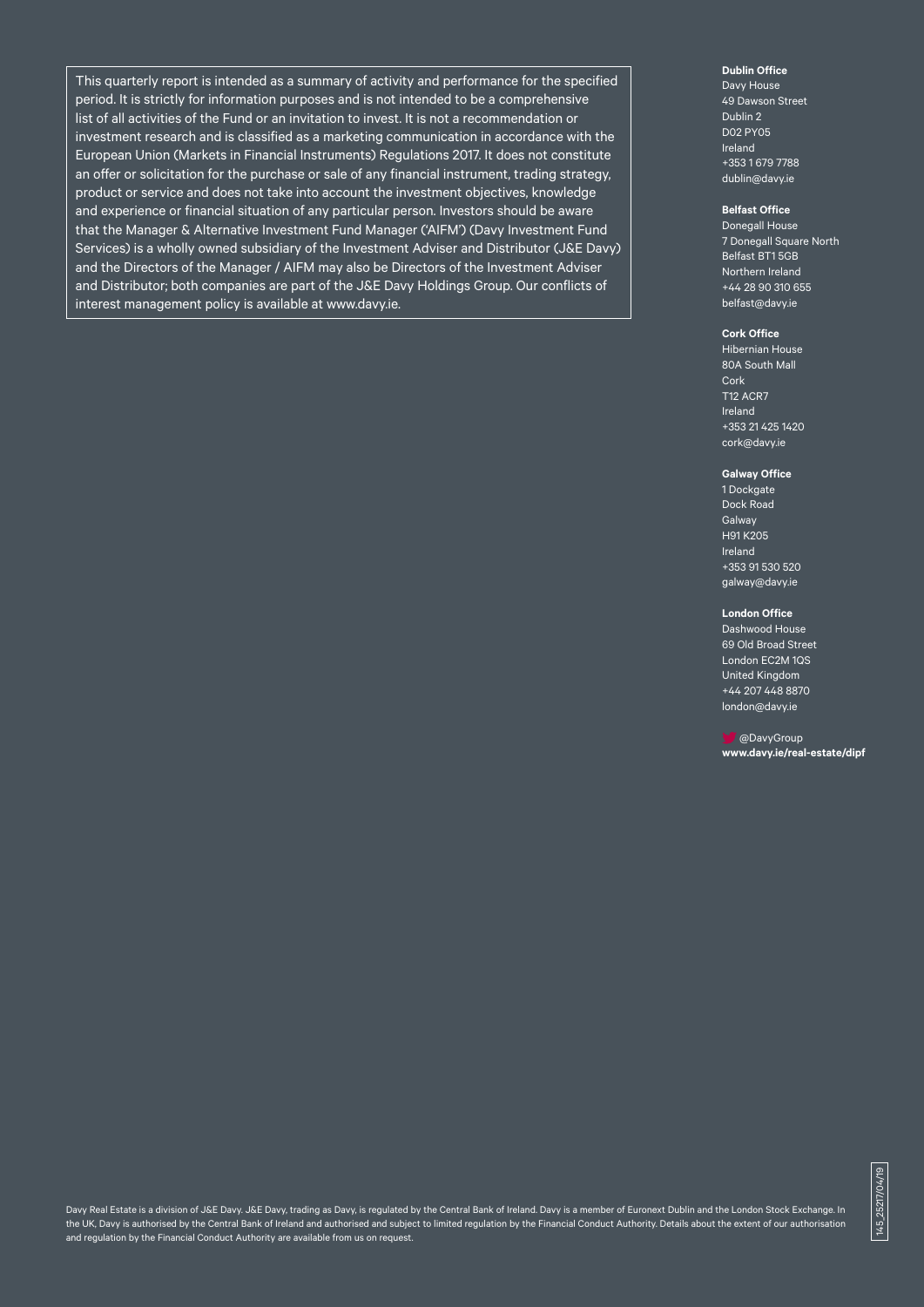This quarterly report is intended as a summary of activity and performance for the specified period. It is strictly for information purposes and is not intended to be a comprehensive list of all activities of the Fund or an invitation to invest. It is not a recommendation or investment research and is classified as a marketing communication in accordance with the European Union (Markets in Financial Instruments) Regulations 2017. It does not constitute an offer or solicitation for the purchase or sale of any financial instrument, trading strategy, product or service and does not take into account the investment objectives, knowledge and experience or financial situation of any particular person. Investors should be aware that the Manager & Alternative Investment Fund Manager ('AIFM') (Davy Investment Fund Services) is a wholly owned subsidiary of the Investment Adviser and Distributor (J&E Davy) and the Directors of the Manager / AIFM may also be Directors of the Investment Adviser and Distributor; both companies are part of the J&E Davy Holdings Group. Our conflicts of interest management policy is available at www.davy.ie.

**Dublin Office**
Davy House
49 Dawson Street
Dublin 2
D02 PY05
Ireland
+353 1 679 7788
dublin@davy.ie

**Belfast Office**
Donegall House
7 Donegall Square North
Belfast BT1 5GB
Northern Ireland
+44 28 90 310 655
belfast@davy.ie

**Cork Office**
Hibernian House
80A South Mall
Cork
T12 ACR7
Ireland
+353 21 425 1420
cork@davy.ie

**Galway Office**
1 Dockgate
Dock Road
Galway
H91 K205
Ireland
+353 91 530 520
galway@davy.ie

**London Office**
Dashwood House
69 Old Broad Street
London EC2M 1QS
United Kingdom
+44 207 448 8870
london@davy.ie

@DavyGroup
**www.davy.ie/real-estate/dipf**

Davy Real Estate is a division of J&E Davy. J&E Davy, trading as Davy, is regulated by the Central Bank of Ireland. Davy is a member of Euronext Dublin and the London Stock Exchange. In the UK, Davy is authorised by the Central Bank of Ireland and authorised and subject to limited regulation by the Financial Conduct Authority. Details about the extent of our authorisation and regulation by the Financial Conduct Authority are available from us on request.

145_25217/04/19